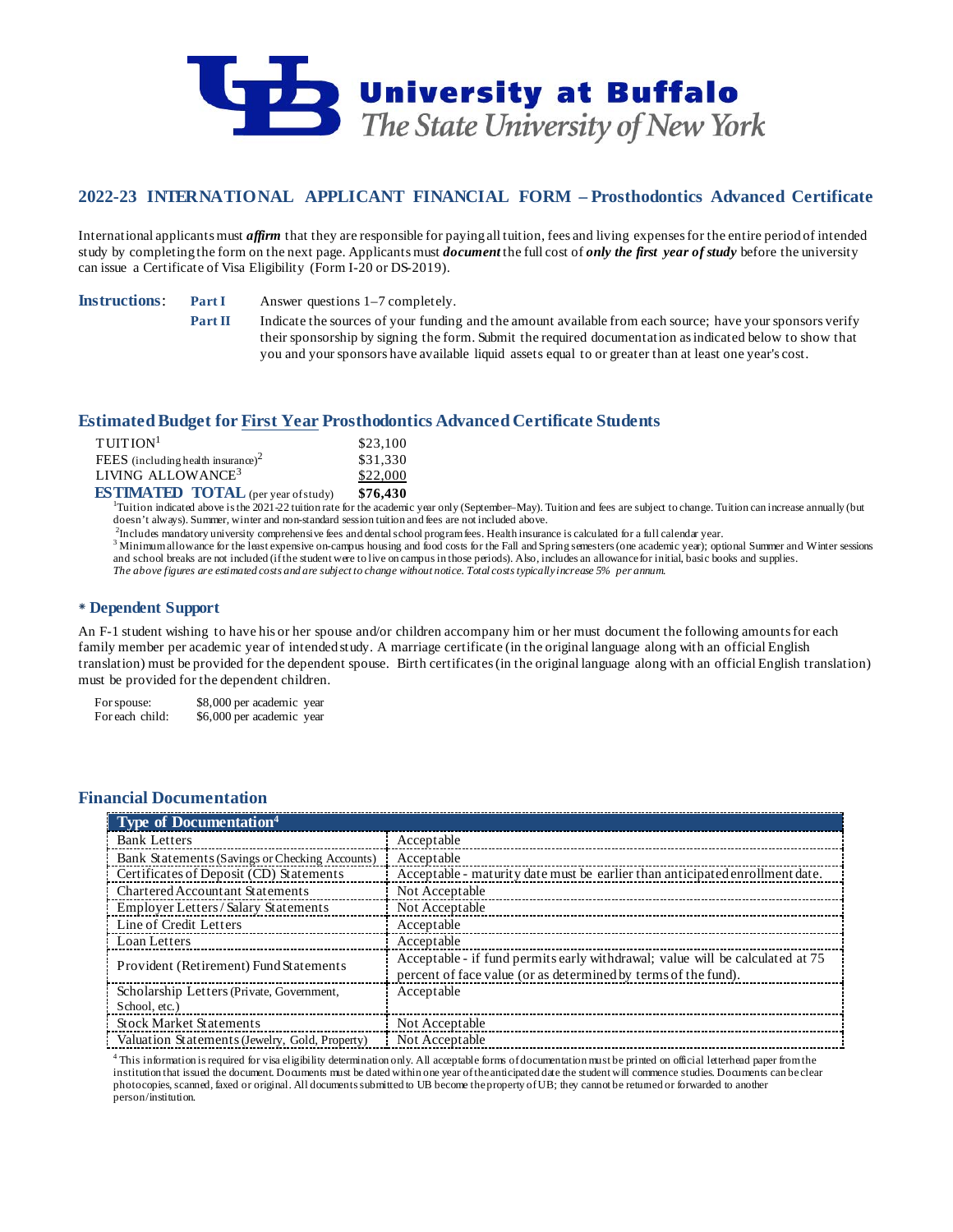University at Buffalo
*The State University of New York*

## 2022-23 INTERNATIONAL APPLICANT FINANCIAL FORM – Prosthodontics Advanced Certificate

International applicants must ***affirm*** that they are responsible for paying all tuition, fees and living expenses for the entire period of intended study by completing the form on the next page. Applicants must ***document*** the full cost of ***only the first year of study*** before the university can issue a Certificate of Visa Eligibility (Form I-20 or DS-2019).

**Instructions**:

**Part I** Answer questions 1–7 completely.

**Part II** Indicate the sources of your funding and the amount available from each source; have your sponsors verify their sponsorship by signing the form. Submit the required documentation as indicated below to show that you and your sponsors have available liquid assets equal to or greater than at least one year's cost.

### Estimated Budget for First Year Prosthodontics Advanced Certificate Students

| | |
|---|---|
| TUITION[1] | $23,100 |
| FEES (including health insurance)[2] | $31,330 |
| LIVING ALLOWANCE[3] | $22,000 |
| **ESTIMATED TOTAL** (per year of study) | **$76,430** |

[1]Tuition indicated above is the 2021-22 tuition rate for the academic year only (September–May). Tuition and fees are subject to change. Tuition can increase annually (but doesn't always). Summer, winter and non-standard session tuition and fees are not included above.

[2]Includes mandatory university comprehensive fees and dental school program fees. Health insurance is calculated for a full calendar year.

[3] Minimum allowance for the least expensive on-campus housing and food costs for the Fall and Spring semesters (one academic year); optional Summer and Winter sessions and school breaks are not included (if the student were to live on campus in those periods). Also, includes an allowance for initial, basic books and supplies.

*The above figures are estimated costs and are subject to change without notice. Total costs typically increase 5% per annum.*

### * Dependent Support

An F-1 student wishing to have his or her spouse and/or children accompany him or her must document the following amounts for each family member per academic year of intended study. A marriage certificate (in the original language along with an official English translation) must be provided for the dependent spouse. Birth certificates (in the original language along with an official English translation) must be provided for the dependent children.

| | |
|---|---|
| For spouse: | $8,000 per academic year |
| For each child: | $6,000 per academic year |

### Financial Documentation

| Type of Documentation[4] | |
|---|---|
| Bank Letters | Acceptable |
| Bank Statements (Savings or Checking Accounts) | Acceptable |
| Certificates of Deposit (CD) Statements | Acceptable - maturity date must be earlier than anticipated enrollment date. |
| Chartered Accountant Statements | Not Acceptable |
| Employer Letters / Salary Statements | Not Acceptable |
| Line of Credit Letters | Acceptable |
| Loan Letters | Acceptable |
| Provident (Retirement) Fund Statements | Acceptable - if fund permits early withdrawal; value will be calculated at 75 percent of face value (or as determined by terms of the fund). |
| Scholarship Letters (Private, Government, School, etc.) | Acceptable |
| Stock Market Statements | Not Acceptable |
| Valuation Statements (Jewelry, Gold, Property) | Not Acceptable |

[4] This information is required for visa eligibility determination only. All acceptable forms of documentation must be printed on official letterhead paper from the institution that issued the document. Documents must be dated within one year of the anticipated date the student will commence studies. Documents can be clear photocopies, scanned, faxed or original. All documents submitted to UB become the property of UB; they cannot be returned or forwarded to another person/institution.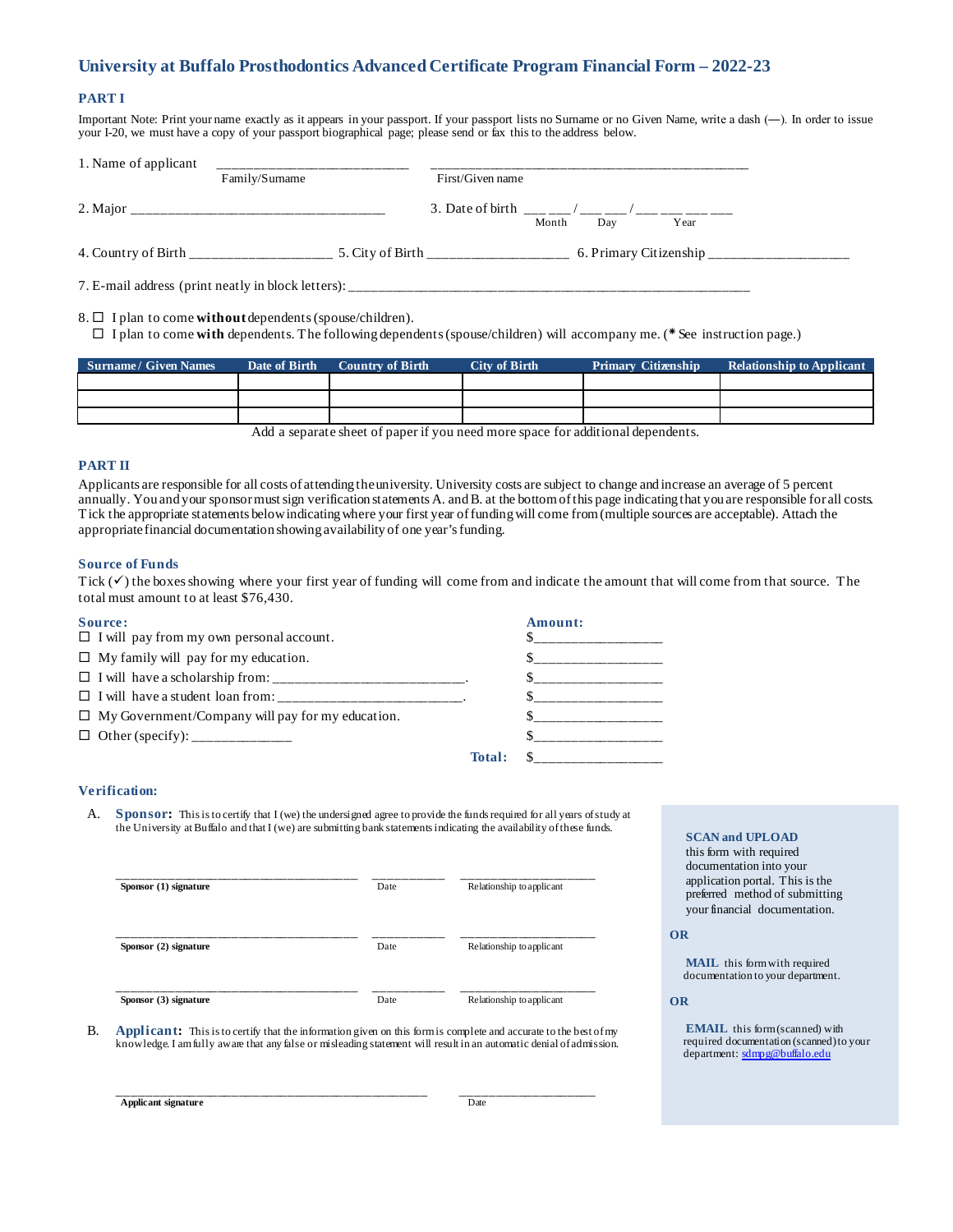# University at Buffalo Prosthodontics Advanced Certificate Program Financial Form – 2022-23

## PART I

Important Note: Print your name exactly as it appears in your passport. If your passport lists no Surname or no Given Name, write a dash (—). In order to issue your I-20, we must have a copy of your passport biographical page; please send or fax this to the address below.

1. Name of applicant ___________________________ ____________________________________________
   Family/Surname First/Given name

2. Major ____________________________________ 3. Date of birth ___ ___ / ___ ___ / ___ ___ ___ ___
   Month Day Year

4. Country of Birth ____________________ 5. City of Birth ____________________ 6. Primary Citizenship ____________________

7. E-mail address (print neatly in block letters): ____________________________________________________________

8. ☐ I plan to come **without** dependents (spouse/children).
   ☐ I plan to come **with** dependents. The following dependents (spouse/children) will accompany me. (* See instruction page.)

| Surname / Given Names | Date of Birth | Country of Birth | City of Birth | Primary Citizenship | Relationship to Applicant |
|---|---|---|---|---|---|
| | | | | | |
| | | | | | |
| | | | | | |

Add a separate sheet of paper if you need more space for additional dependents.

## PART II

Applicants are responsible for all costs of attending the university. University costs are subject to change and increase an average of 5 percent annually. You and your sponsor must sign verification statements A. and B. at the bottom of this page indicating that you are responsible for all costs. Tick the appropriate statements below indicating where your first year of funding will come from (multiple sources are acceptable). Attach the appropriate financial documentation showing availability of one year's funding.

### Source of Funds

Tick (✓) the boxes showing where your first year of funding will come from and indicate the amount that will come from that source. The total must amount to at least $76,430.

| Source: | Amount: |
|---|---|
| ☐ I will pay from my own personal account. | $__________________ |
| ☐ My family will pay for my education. | $__________________ |
| ☐ I will have a scholarship from: ___________________________. | $__________________ |
| ☐ I will have a student loan from: __________________________. | $__________________ |
| ☐ My Government/Company will pay for my education. | $__________________ |
| ☐ Other (specify): ______________ | $__________________ |
| **Total:** | $__________________ |

### Verification:

A. **Sponsor:** This is to certify that I (we) the undersigned agree to provide the funds required for all years of study at the University at Buffalo and that I (we) are submitting bank statements indicating the availability of these funds.

_______________________________________ ___________ _____________________
**Sponsor (1) signature** Date Relationship to applicant

_______________________________________ ___________ _____________________
**Sponsor (2) signature** Date Relationship to applicant

_______________________________________ ___________ _____________________
**Sponsor (3) signature** Date Relationship to applicant

B. **Applicant:** This is to certify that the information given on this form is complete and accurate to the best of my knowledge. I am fully aware that any false or misleading statement will result in an automatic denial of admission.

__________________________________________________ _____________________
**Applicant signature** Date

**SCAN and UPLOAD** this form with required documentation into your application portal. This is the preferred method of submitting your financial documentation.

**OR**

**MAIL** this form with required documentation to your department.

**OR**

**EMAIL** this form (scanned) with required documentation (scanned) to your department: sdmpg@buffalo.edu